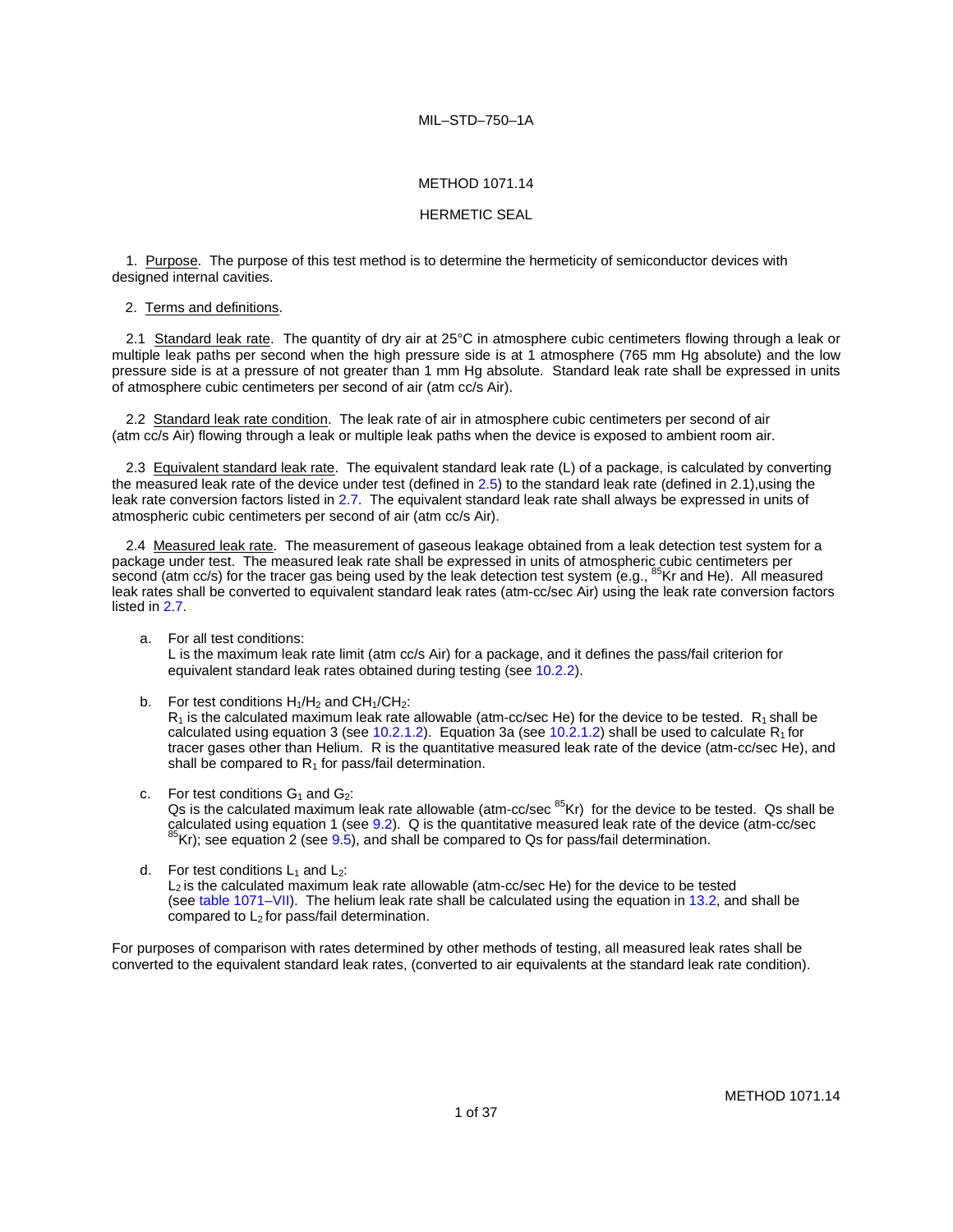MIL–STD–750–1A

# METHOD 1071.14

## HERMETIC SEAL

1. Purpose. The purpose of this test method is to determine the hermeticity of semiconductor devices with designed internal cavities.

2. Terms and definitions.

2.1 Standard leak rate. The quantity of dry air at 25°C in atmosphere cubic centimeters flowing through a leak or multiple leak paths per second when the high pressure side is at 1 atmosphere (765 mm Hg absolute) and the low pressure side is at a pressure of not greater than 1 mm Hg absolute. Standard leak rate shall be expressed in units of atmosphere cubic centimeters per second of air (atm cc/s Air).

2.2 Standard leak rate condition. The leak rate of air in atmosphere cubic centimeters per second of air (atm cc/s Air) flowing through a leak or multiple leak paths when the device is exposed to ambient room air.

2.3 Equivalent standard leak rate. The equivalent standard leak rate (L) of a package, is calculated by converting the measured leak rate of the device under test (defined in 2.5) to the standard leak rate (defined in 2.1),using the leak rate conversion factors listed in 2.7. The equivalent standard leak rate shall always be expressed in units of atmospheric cubic centimeters per second of air (atm cc/s Air).

2.4 Measured leak rate. The measurement of gaseous leakage obtained from a leak detection test system for a package under test. The measured leak rate shall be expressed in units of atmospheric cubic centimeters per second (atm cc/s) for the tracer gas being used by the leak detection test system (e.g., $^{85}Kr$ and He). All measured leak rates shall be converted to equivalent standard leak rates (atm-cc/sec Air) using the leak rate conversion factors listed in 2.7.

a. For all test conditions:
L is the maximum leak rate limit (atm cc/s Air) for a package, and it defines the pass/fail criterion for equivalent standard leak rates obtained during testing (see 10.2.2).

b. For test conditions $H_1/H_2$ and $CH_1/CH_2$:
$R_1$ is the calculated maximum leak rate allowable (atm-cc/sec He) for the device to be tested. $R_1$ shall be calculated using equation 3 (see 10.2.1.2). Equation 3a (see 10.2.1.2) shall be used to calculate $R_1$ for tracer gases other than Helium. R is the quantitative measured leak rate of the device (atm-cc/sec He), and shall be compared to $R_1$ for pass/fail determination.

c. For test conditions $G_1$ and $G_2$:
Qs is the calculated maximum leak rate allowable (atm-cc/sec $^{85}Kr$) for the device to be tested. Qs shall be calculated using equation 1 (see 9.2). Q is the quantitative measured leak rate of the device (atm-cc/sec $^{85}Kr$); see equation 2 (see 9.5), and shall be compared to Qs for pass/fail determination.

d. For test conditions $L_1$ and $L_2$:
$L_2$ is the calculated maximum leak rate allowable (atm-cc/sec He) for the device to be tested (see table 1071–VII). The helium leak rate shall be calculated using the equation in 13.2, and shall be compared to $L_2$ for pass/fail determination.

For purposes of comparison with rates determined by other methods of testing, all measured leak rates shall be converted to the equivalent standard leak rates, (converted to air equivalents at the standard leak rate condition).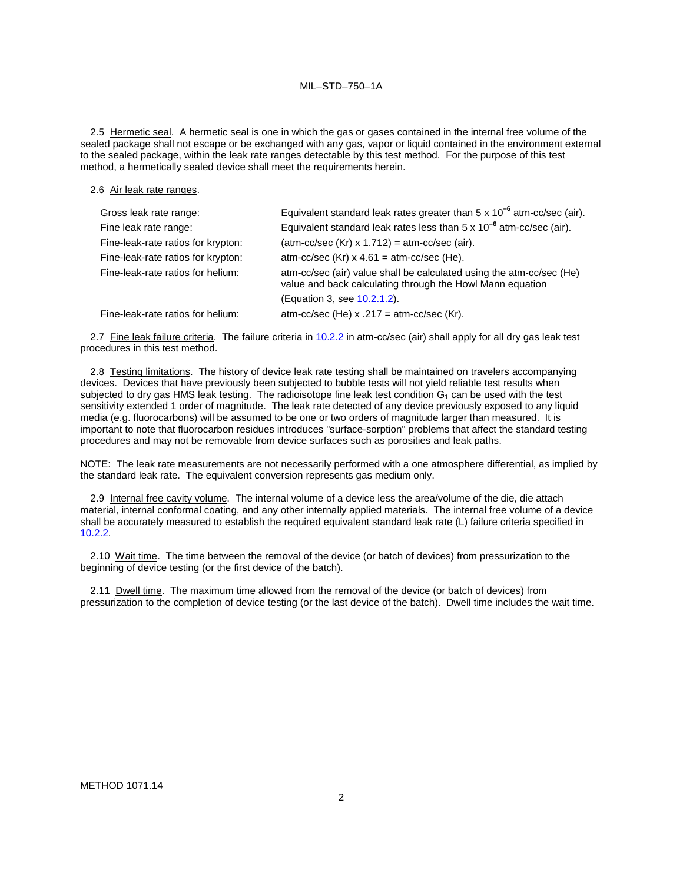2.5 Hermetic seal. A hermetic seal is one in which the gas or gases contained in the internal free volume of the sealed package shall not escape or be exchanged with any gas, vapor or liquid contained in the environment external to the sealed package, within the leak rate ranges detectable by this test method. For the purpose of this test method, a hermetically sealed device shall meet the requirements herein.

2.6 Air leak rate ranges.

| | |
|---|---|
| Gross leak rate range: | Equivalent standard leak rates greater than $5 \times 10^{-6}$ atm-cc/sec (air). |
| Fine leak rate range: | Equivalent standard leak rates less than $5 \times 10^{-6}$ atm-cc/sec (air). |
| Fine-leak-rate ratios for krypton: | (atm-cc/sec (Kr) x 1.712) = atm-cc/sec (air). |
| Fine-leak-rate ratios for krypton: | atm-cc/sec (Kr) x 4.61 = atm-cc/sec (He). |
| Fine-leak-rate ratios for helium: | atm-cc/sec (air) value shall be calculated using the atm-cc/sec (He) value and back calculating through the Howl Mann equation (Equation 3, see 10.2.1.2). |
| Fine-leak-rate ratios for helium: | atm-cc/sec (He) x .217 = atm-cc/sec (Kr). |

2.7 Fine leak failure criteria. The failure criteria in 10.2.2 in atm-cc/sec (air) shall apply for all dry gas leak test procedures in this test method.

2.8 Testing limitations. The history of device leak rate testing shall be maintained on travelers accompanying devices. Devices that have previously been subjected to bubble tests will not yield reliable test results when subjected to dry gas HMS leak testing. The radioisotope fine leak test condition $G_1$ can be used with the test sensitivity extended 1 order of magnitude. The leak rate detected of any device previously exposed to any liquid media (e.g. fluorocarbons) will be assumed to be one or two orders of magnitude larger than measured. It is important to note that fluorocarbon residues introduces "surface-sorption" problems that affect the standard testing procedures and may not be removable from device surfaces such as porosities and leak paths.

NOTE: The leak rate measurements are not necessarily performed with a one atmosphere differential, as implied by the standard leak rate. The equivalent conversion represents gas medium only.

2.9 Internal free cavity volume. The internal volume of a device less the area/volume of the die, die attach material, internal conformal coating, and any other internally applied materials. The internal free volume of a device shall be accurately measured to establish the required equivalent standard leak rate (L) failure criteria specified in 10.2.2.

2.10 Wait time. The time between the removal of the device (or batch of devices) from pressurization to the beginning of device testing (or the first device of the batch).

2.11 Dwell time. The maximum time allowed from the removal of the device (or batch of devices) from pressurization to the completion of device testing (or the last device of the batch). Dwell time includes the wait time.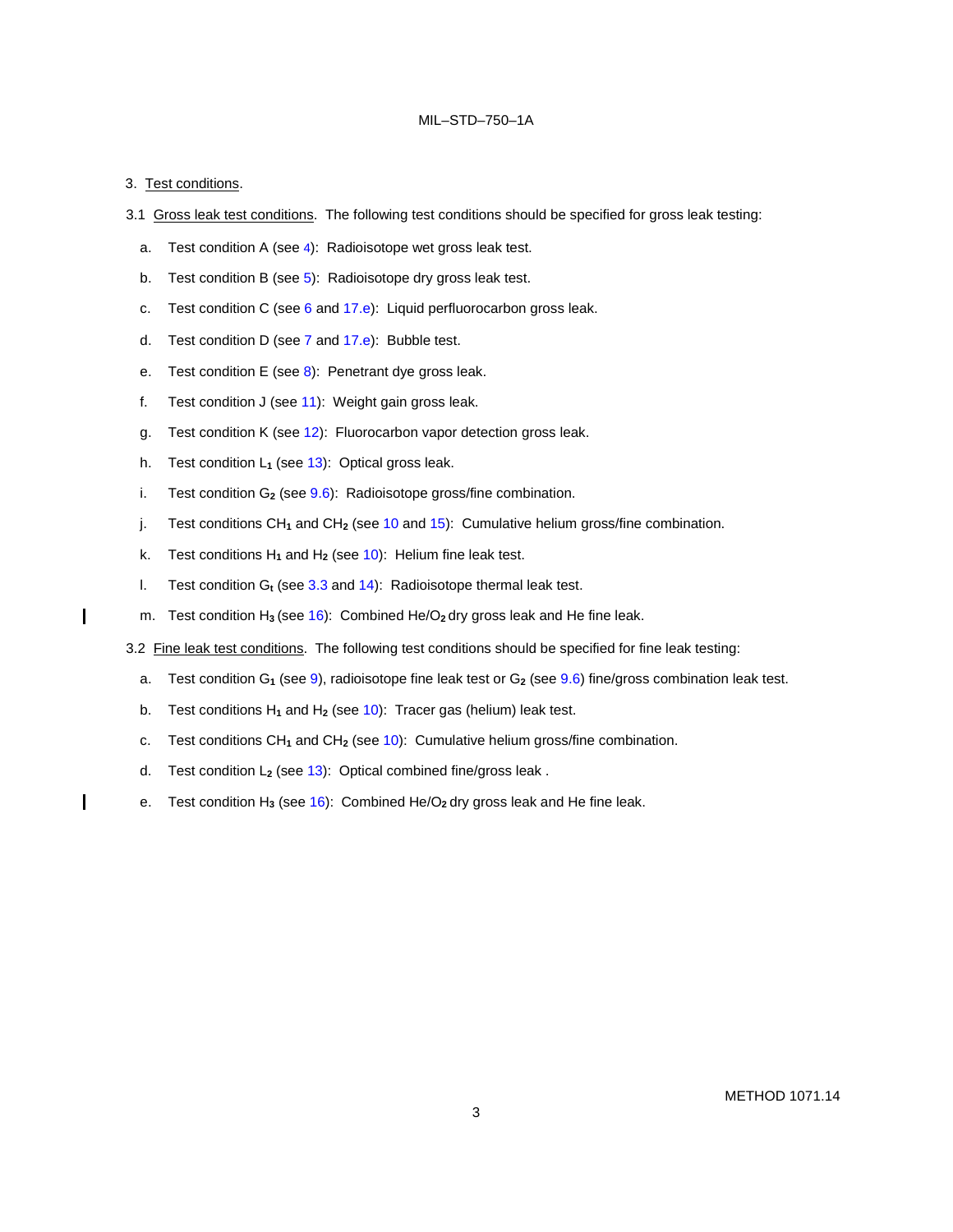3. Test conditions.

3.1 Gross leak test conditions. The following test conditions should be specified for gross leak testing:

a. Test condition A (see 4): Radioisotope wet gross leak test.

b. Test condition B (see 5): Radioisotope dry gross leak test.

c. Test condition C (see 6 and 17.e): Liquid perfluorocarbon gross leak.

d. Test condition D (see 7 and 17.e): Bubble test.

e. Test condition E (see 8): Penetrant dye gross leak.

f. Test condition J (see 11): Weight gain gross leak.

g. Test condition K (see 12): Fluorocarbon vapor detection gross leak.

h. Test condition $L_1$ (see 13): Optical gross leak.

i. Test condition $G_2$ (see 9.6): Radioisotope gross/fine combination.

j. Test conditions $CH_1$ and $CH_2$ (see 10 and 15): Cumulative helium gross/fine combination.

k. Test conditions $H_1$ and $H_2$ (see 10): Helium fine leak test.

l. Test condition $G_t$ (see 3.3 and 14): Radioisotope thermal leak test.

m. Test condition $H_3$ (see 16): Combined He/$O_2$ dry gross leak and He fine leak.

3.2 Fine leak test conditions. The following test conditions should be specified for fine leak testing:

a. Test condition $G_1$ (see 9), radioisotope fine leak test or $G_2$ (see 9.6) fine/gross combination leak test.

b. Test conditions $H_1$ and $H_2$ (see 10): Tracer gas (helium) leak test.

c. Test conditions $CH_1$ and $CH_2$ (see 10): Cumulative helium gross/fine combination.

d. Test condition $L_2$ (see 13): Optical combined fine/gross leak .

e. Test condition $H_3$ (see 16): Combined He/$O_2$ dry gross leak and He fine leak.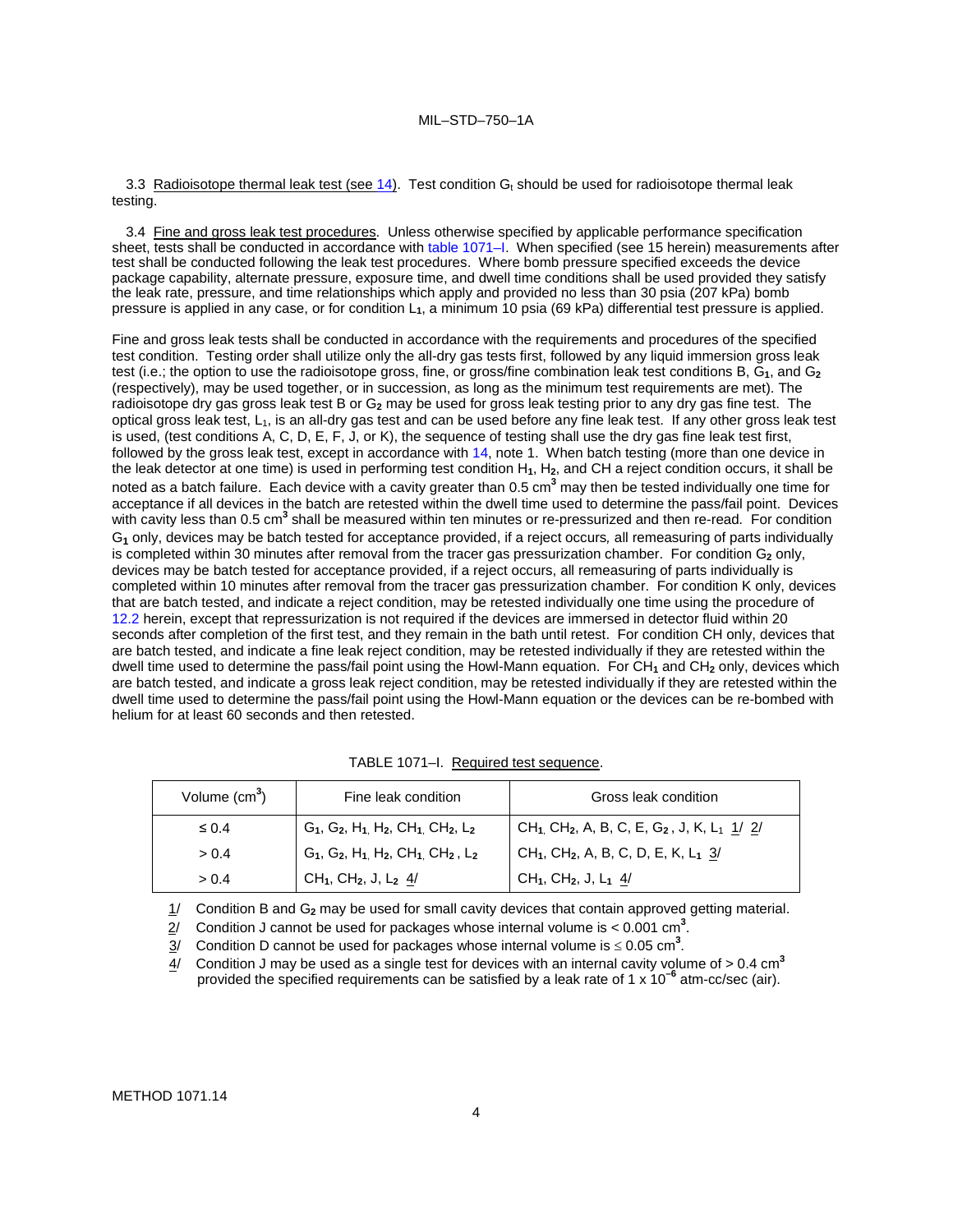3.3 Radioisotope thermal leak test (see 14). Test condition $G_t$ should be used for radioisotope thermal leak testing.

3.4 Fine and gross leak test procedures. Unless otherwise specified by applicable performance specification sheet, tests shall be conducted in accordance with table 1071–I. When specified (see 15 herein) measurements after test shall be conducted following the leak test procedures. Where bomb pressure specified exceeds the device package capability, alternate pressure, exposure time, and dwell time conditions shall be used provided they satisfy the leak rate, pressure, and time relationships which apply and provided no less than 30 psia (207 kPa) bomb pressure is applied in any case, or for condition $L_1$, a minimum 10 psia (69 kPa) differential test pressure is applied.

Fine and gross leak tests shall be conducted in accordance with the requirements and procedures of the specified test condition. Testing order shall utilize only the all-dry gas tests first, followed by any liquid immersion gross leak test (i.e.; the option to use the radioisotope gross, fine, or gross/fine combination leak test conditions B, $G_1$, and $G_2$ (respectively), may be used together, or in succession, as long as the minimum test requirements are met). The radioisotope dry gas gross leak test B or $G_2$ may be used for gross leak testing prior to any dry gas fine test. The optical gross leak test, $L_1$, is an all-dry gas test and can be used before any fine leak test. If any other gross leak test is used, (test conditions A, C, D, E, F, J, or K), the sequence of testing shall use the dry gas fine leak test first, followed by the gross leak test, except in accordance with 14, note 1. When batch testing (more than one device in the leak detector at one time) is used in performing test condition $H_1$, $H_2$, and CH a reject condition occurs, it shall be noted as a batch failure. Each device with a cavity greater than 0.5 $cm^3$ may then be tested individually one time for acceptance if all devices in the batch are retested within the dwell time used to determine the pass/fail point. Devices with cavity less than 0.5 $cm^3$ shall be measured within ten minutes or re-pressurized and then re-read. For condition $G_1$ only, devices may be batch tested for acceptance provided, if a reject occurs, all remeasuring of parts individually is completed within 30 minutes after removal from the tracer gas pressurization chamber. For condition $G_2$ only, devices may be batch tested for acceptance provided, if a reject occurs, all remeasuring of parts individually is completed within 10 minutes after removal from the tracer gas pressurization chamber. For condition K only, devices that are batch tested, and indicate a reject condition, may be retested individually one time using the procedure of 12.2 herein, except that repressurization is not required if the devices are immersed in detector fluid within 20 seconds after completion of the first test, and they remain in the bath until retest. For condition CH only, devices that are batch tested, and indicate a fine leak reject condition, may be retested individually if they are retested within the dwell time used to determine the pass/fail point using the Howl-Mann equation. For $CH_1$ and $CH_2$ only, devices which are batch tested, and indicate a gross leak reject condition, may be retested individually if they are retested within the dwell time used to determine the pass/fail point using the Howl-Mann equation or the devices can be re-bombed with helium for at least 60 seconds and then retested.

TABLE 1071–I. Required test sequence.

| Volume ($cm^3$) | Fine leak condition | Gross leak condition |
|---|---|---|
| ≤ 0.4 | $G_1$, $G_2$, $H_1$, $H_2$, $CH_1$, $CH_2$, $L_2$ | $CH_1$, $CH_2$, A, B, C, E, $G_2$, J, K, $L_1$ 1/ 2/ |
| > 0.4 | $G_1$, $G_2$, $H_1$, $H_2$, $CH_1$, $CH_2$, $L_2$ | $CH_1$, $CH_2$, A, B, C, D, E, K, $L_1$ 3/ |
| > 0.4 | $CH_1$, $CH_2$, J, $L_2$ 4/ | $CH_1$, $CH_2$, J, $L_1$ 4/ |

1/ Condition B and $G_2$ may be used for small cavity devices that contain approved getting material.

2/ Condition J cannot be used for packages whose internal volume is < 0.001 $cm^3$.

3/ Condition D cannot be used for packages whose internal volume is ≤ 0.05 $cm^3$.

4/ Condition J may be used as a single test for devices with an internal cavity volume of > 0.4 $cm^3$ provided the specified requirements can be satisfied by a leak rate of 1 x $10^{-6}$ atm-cc/sec (air).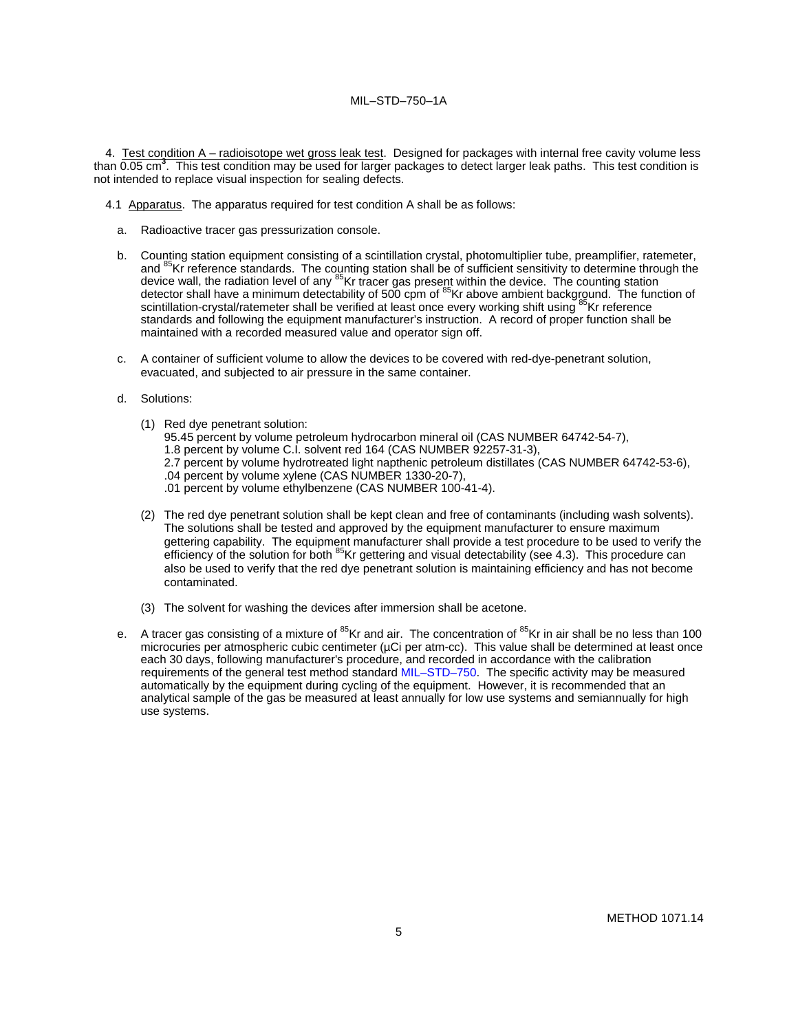4. Test condition A – radioisotope wet gross leak test. Designed for packages with internal free cavity volume less than 0.05 $cm^3$. This test condition may be used for larger packages to detect larger leak paths. This test condition is not intended to replace visual inspection for sealing defects.

4.1 Apparatus. The apparatus required for test condition A shall be as follows:

a. Radioactive tracer gas pressurization console.

b. Counting station equipment consisting of a scintillation crystal, photomultiplier tube, preamplifier, ratemeter, and $^{85}Kr$ reference standards. The counting station shall be of sufficient sensitivity to determine through the device wall, the radiation level of any $^{85}Kr$ tracer gas present within the device. The counting station detector shall have a minimum detectability of 500 cpm of $^{85}Kr$ above ambient background. The function of scintillation-crystal/ratemeter shall be verified at least once every working shift using $^{85}Kr$ reference standards and following the equipment manufacturer's instruction. A record of proper function shall be maintained with a recorded measured value and operator sign off.

c. A container of sufficient volume to allow the devices to be covered with red-dye-penetrant solution, evacuated, and subjected to air pressure in the same container.

d. Solutions:

(1) Red dye penetrant solution:
95.45 percent by volume petroleum hydrocarbon mineral oil (CAS NUMBER 64742-54-7),
1.8 percent by volume C.I. solvent red 164 (CAS NUMBER 92257-31-3),
2.7 percent by volume hydrotreated light napthenic petroleum distillates (CAS NUMBER 64742-53-6),
.04 percent by volume xylene (CAS NUMBER 1330-20-7),
.01 percent by volume ethylbenzene (CAS NUMBER 100-41-4).

(2) The red dye penetrant solution shall be kept clean and free of contaminants (including wash solvents). The solutions shall be tested and approved by the equipment manufacturer to ensure maximum gettering capability. The equipment manufacturer shall provide a test procedure to be used to verify the efficiency of the solution for both $^{85}Kr$ gettering and visual detectability (see 4.3). This procedure can also be used to verify that the red dye penetrant solution is maintaining efficiency and has not become contaminated.

(3) The solvent for washing the devices after immersion shall be acetone.

e. A tracer gas consisting of a mixture of $^{85}Kr$ and air. The concentration of $^{85}Kr$ in air shall be no less than 100 microcuries per atmospheric cubic centimeter (µCi per atm-cc). This value shall be determined at least once each 30 days, following manufacturer's procedure, and recorded in accordance with the calibration requirements of the general test method standard MIL–STD–750. The specific activity may be measured automatically by the equipment during cycling of the equipment. However, it is recommended that an analytical sample of the gas be measured at least annually for low use systems and semiannually for high use systems.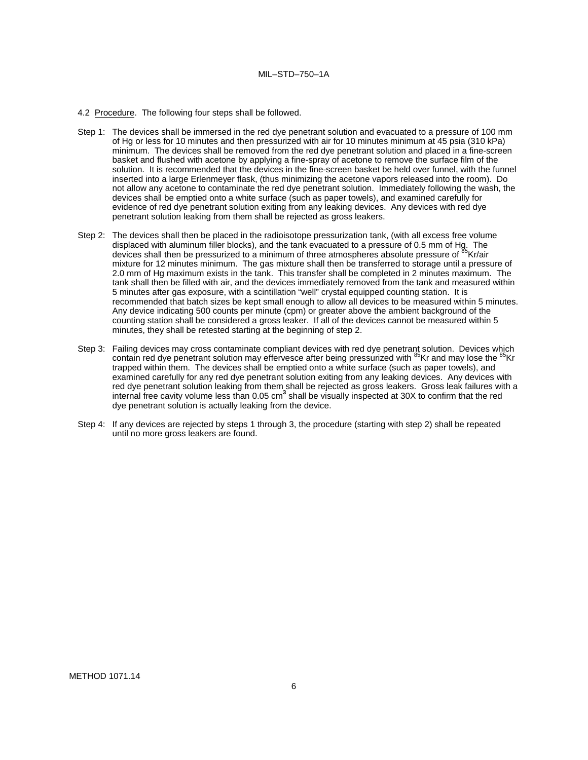4.2 Procedure. The following four steps shall be followed.

Step 1: The devices shall be immersed in the red dye penetrant solution and evacuated to a pressure of 100 mm of Hg or less for 10 minutes and then pressurized with air for 10 minutes minimum at 45 psia (310 kPa) minimum. The devices shall be removed from the red dye penetrant solution and placed in a fine-screen basket and flushed with acetone by applying a fine-spray of acetone to remove the surface film of the solution. It is recommended that the devices in the fine-screen basket be held over funnel, with the funnel inserted into a large Erlenmeyer flask, (thus minimizing the acetone vapors released into the room). Do not allow any acetone to contaminate the red dye penetrant solution. Immediately following the wash, the devices shall be emptied onto a white surface (such as paper towels), and examined carefully for evidence of red dye penetrant solution exiting from any leaking devices. Any devices with red dye penetrant solution leaking from them shall be rejected as gross leakers.

Step 2: The devices shall then be placed in the radioisotope pressurization tank, (with all excess free volume displaced with aluminum filler blocks), and the tank evacuated to a pressure of 0.5 mm of Hg. The devices shall then be pressurized to a minimum of three atmospheres absolute pressure of $^{85}$Kr/air mixture for 12 minutes minimum. The gas mixture shall then be transferred to storage until a pressure of 2.0 mm of Hg maximum exists in the tank. This transfer shall be completed in 2 minutes maximum. The tank shall then be filled with air, and the devices immediately removed from the tank and measured within 5 minutes after gas exposure, with a scintillation "well" crystal equipped counting station. It is recommended that batch sizes be kept small enough to allow all devices to be measured within 5 minutes. Any device indicating 500 counts per minute (cpm) or greater above the ambient background of the counting station shall be considered a gross leaker. If all of the devices cannot be measured within 5 minutes, they shall be retested starting at the beginning of step 2.

Step 3: Failing devices may cross contaminate compliant devices with red dye penetrant solution. Devices which contain red dye penetrant solution may effervesce after being pressurized with $^{85}$Kr and may lose the $^{85}$Kr trapped within them. The devices shall be emptied onto a white surface (such as paper towels), and examined carefully for any red dye penetrant solution exiting from any leaking devices. Any devices with red dye penetrant solution leaking from them shall be rejected as gross leakers. Gross leak failures with a internal free cavity volume less than 0.05 cm$^{3}$ shall be visually inspected at 30X to confirm that the red dye penetrant solution is actually leaking from the device.

Step 4: If any devices are rejected by steps 1 through 3, the procedure (starting with step 2) shall be repeated until no more gross leakers are found.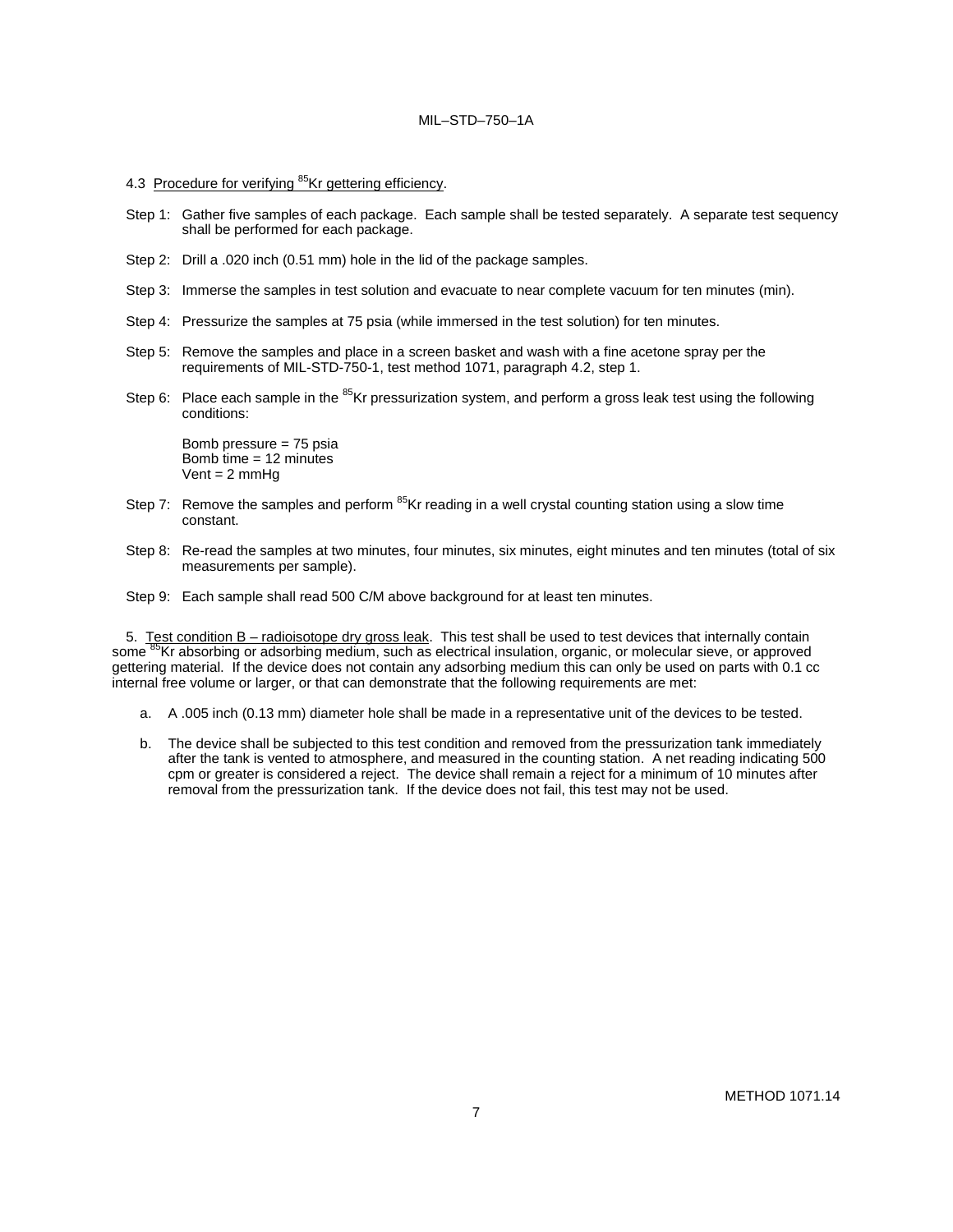4.3 Procedure for verifying $^{85}$Kr gettering efficiency.

Step 1: Gather five samples of each package. Each sample shall be tested separately. A separate test sequency shall be performed for each package.

Step 2: Drill a .020 inch (0.51 mm) hole in the lid of the package samples.

Step 3: Immerse the samples in test solution and evacuate to near complete vacuum for ten minutes (min).

Step 4: Pressurize the samples at 75 psia (while immersed in the test solution) for ten minutes.

Step 5: Remove the samples and place in a screen basket and wash with a fine acetone spray per the requirements of MIL-STD-750-1, test method 1071, paragraph 4.2, step 1.

Step 6: Place each sample in the $^{85}$Kr pressurization system, and perform a gross leak test using the following conditions:

Bomb pressure = 75 psia
Bomb time = 12 minutes
Vent = 2 mmHg

Step 7: Remove the samples and perform $^{85}$Kr reading in a well crystal counting station using a slow time constant.

Step 8: Re-read the samples at two minutes, four minutes, six minutes, eight minutes and ten minutes (total of six measurements per sample).

Step 9: Each sample shall read 500 C/M above background for at least ten minutes.

5. Test condition B – radioisotope dry gross leak. This test shall be used to test devices that internally contain some $^{85}$Kr absorbing or adsorbing medium, such as electrical insulation, organic, or molecular sieve, or approved gettering material. If the device does not contain any adsorbing medium this can only be used on parts with 0.1 cc internal free volume or larger, or that can demonstrate that the following requirements are met:

a. A .005 inch (0.13 mm) diameter hole shall be made in a representative unit of the devices to be tested.

b. The device shall be subjected to this test condition and removed from the pressurization tank immediately after the tank is vented to atmosphere, and measured in the counting station. A net reading indicating 500 cpm or greater is considered a reject. The device shall remain a reject for a minimum of 10 minutes after removal from the pressurization tank. If the device does not fail, this test may not be used.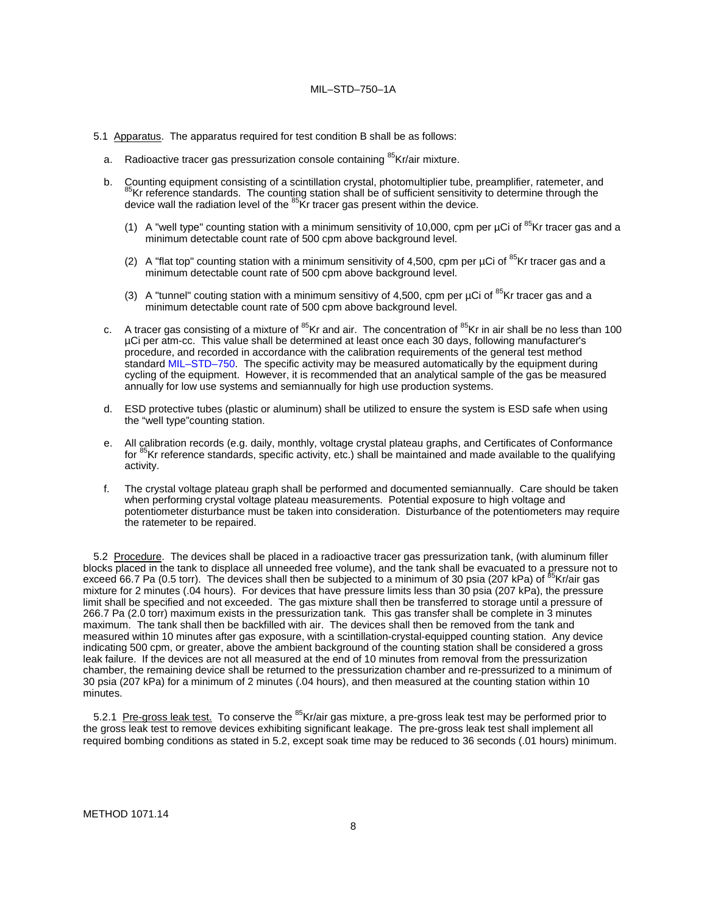5.1 Apparatus. The apparatus required for test condition B shall be as follows:

a. Radioactive tracer gas pressurization console containing $^{85}$Kr/air mixture.

b. Counting equipment consisting of a scintillation crystal, photomultiplier tube, preamplifier, ratemeter, and $^{85}$Kr reference standards. The counting station shall be of sufficient sensitivity to determine through the device wall the radiation level of the $^{85}$Kr tracer gas present within the device.

   (1) A "well type" counting station with a minimum sensitivity of 10,000, cpm per µCi of $^{85}$Kr tracer gas and a minimum detectable count rate of 500 cpm above background level.

   (2) A "flat top" counting station with a minimum sensitivity of 4,500, cpm per µCi of $^{85}$Kr tracer gas and a minimum detectable count rate of 500 cpm above background level.

   (3) A "tunnel" couting station with a minimum sensitivy of 4,500, cpm per µCi of $^{85}$Kr tracer gas and a minimum detectable count rate of 500 cpm above background level.

c. A tracer gas consisting of a mixture of $^{85}$Kr and air. The concentration of $^{85}$Kr in air shall be no less than 100 µCi per atm-cc. This value shall be determined at least once each 30 days, following manufacturer's procedure, and recorded in accordance with the calibration requirements of the general test method standard MIL–STD–750. The specific activity may be measured automatically by the equipment during cycling of the equipment. However, it is recommended that an analytical sample of the gas be measured annually for low use systems and semiannually for high use production systems.

d. ESD protective tubes (plastic or aluminum) shall be utilized to ensure the system is ESD safe when using the "well type"counting station.

e. All calibration records (e.g. daily, monthly, voltage crystal plateau graphs, and Certificates of Conformance for $^{85}$Kr reference standards, specific activity, etc.) shall be maintained and made available to the qualifying activity.

f. The crystal voltage plateau graph shall be performed and documented semiannually. Care should be taken when performing crystal voltage plateau measurements. Potential exposure to high voltage and potentiometer disturbance must be taken into consideration. Disturbance of the potentiometers may require the ratemeter to be repaired.

5.2 Procedure. The devices shall be placed in a radioactive tracer gas pressurization tank, (with aluminum filler blocks placed in the tank to displace all unneeded free volume), and the tank shall be evacuated to a pressure not to exceed 66.7 Pa (0.5 torr). The devices shall then be subjected to a minimum of 30 psia (207 kPa) of $^{85}$Kr/air gas mixture for 2 minutes (.04 hours). For devices that have pressure limits less than 30 psia (207 kPa), the pressure limit shall be specified and not exceeded. The gas mixture shall then be transferred to storage until a pressure of 266.7 Pa (2.0 torr) maximum exists in the pressurization tank. This gas transfer shall be complete in 3 minutes maximum. The tank shall then be backfilled with air. The devices shall then be removed from the tank and measured within 10 minutes after gas exposure, with a scintillation-crystal-equipped counting station. Any device indicating 500 cpm, or greater, above the ambient background of the counting station shall be considered a gross leak failure. If the devices are not all measured at the end of 10 minutes from removal from the pressurization chamber, the remaining device shall be returned to the pressurization chamber and re-pressurized to a minimum of 30 psia (207 kPa) for a minimum of 2 minutes (.04 hours), and then measured at the counting station within 10 minutes.

5.2.1 Pre-gross leak test. To conserve the $^{85}$Kr/air gas mixture, a pre-gross leak test may be performed prior to the gross leak test to remove devices exhibiting significant leakage. The pre-gross leak test shall implement all required bombing conditions as stated in 5.2, except soak time may be reduced to 36 seconds (.01 hours) minimum.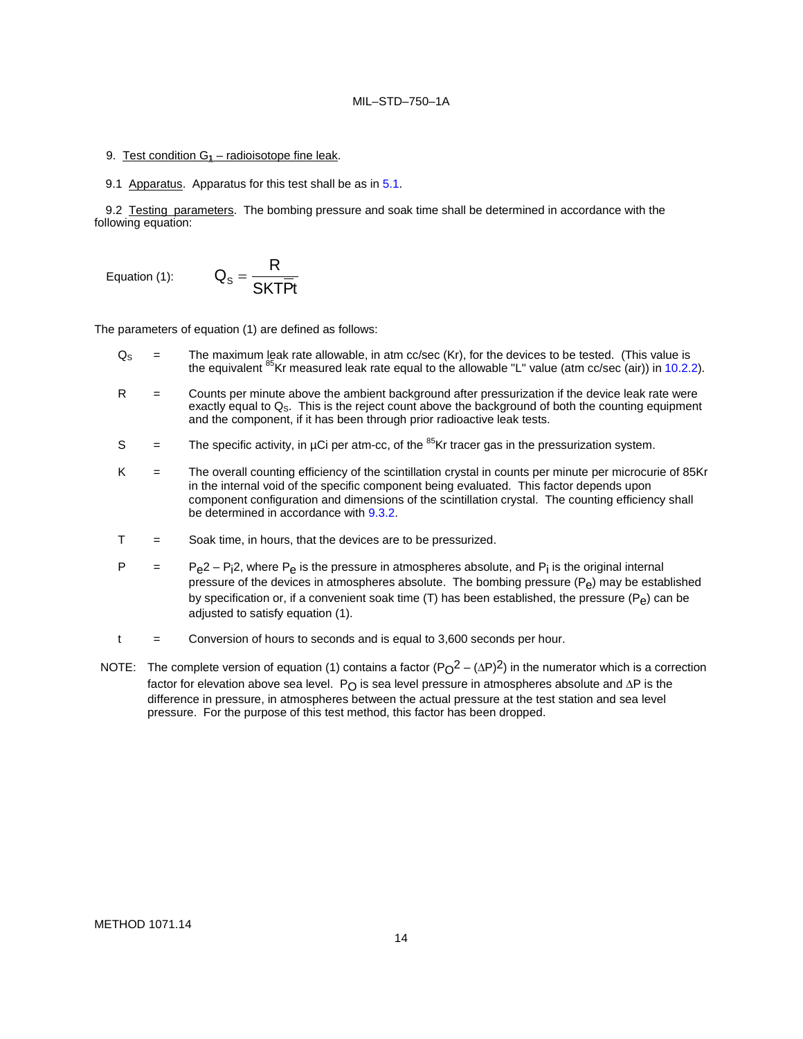9. Test condition $G_1$ – radioisotope fine leak.

9.1 Apparatus. Apparatus for this test shall be as in 5.1.

9.2 Testing parameters. The bombing pressure and soak time shall be determined in accordance with the following equation:

Equation (1):
$$Q_S = \frac{R}{SKT\bar{P}t}$$

The parameters of equation (1) are defined as follows:

$Q_S$ = The maximum leak rate allowable, in atm cc/sec (Kr), for the devices to be tested. (This value is the equivalent $^{85}$Kr measured leak rate equal to the allowable "L" value (atm cc/sec (air)) in 10.2.2).

R = Counts per minute above the ambient background after pressurization if the device leak rate were exactly equal to $Q_S$. This is the reject count above the background of both the counting equipment and the component, if it has been through prior radioactive leak tests.

S = The specific activity, in µCi per atm-cc, of the $^{85}$Kr tracer gas in the pressurization system.

K = The overall counting efficiency of the scintillation crystal in counts per minute per microcurie of 85Kr in the internal void of the specific component being evaluated. This factor depends upon component configuration and dimensions of the scintillation crystal. The counting efficiency shall be determined in accordance with 9.3.2.

T = Soak time, in hours, that the devices are to be pressurized.

P = $P_e2 - P_i2$, where $P_e$ is the pressure in atmospheres absolute, and $P_i$ is the original internal pressure of the devices in atmospheres absolute. The bombing pressure ($P_e$) may be established by specification or, if a convenient soak time (T) has been established, the pressure ($P_e$) can be adjusted to satisfy equation (1).

t = Conversion of hours to seconds and is equal to 3,600 seconds per hour.

NOTE: The complete version of equation (1) contains a factor $(P_O{}^2 - (\Delta P)^2)$ in the numerator which is a correction factor for elevation above sea level. $P_O$ is sea level pressure in atmospheres absolute and $\Delta P$ is the difference in pressure, in atmospheres between the actual pressure at the test station and sea level pressure. For the purpose of this test method, this factor has been dropped.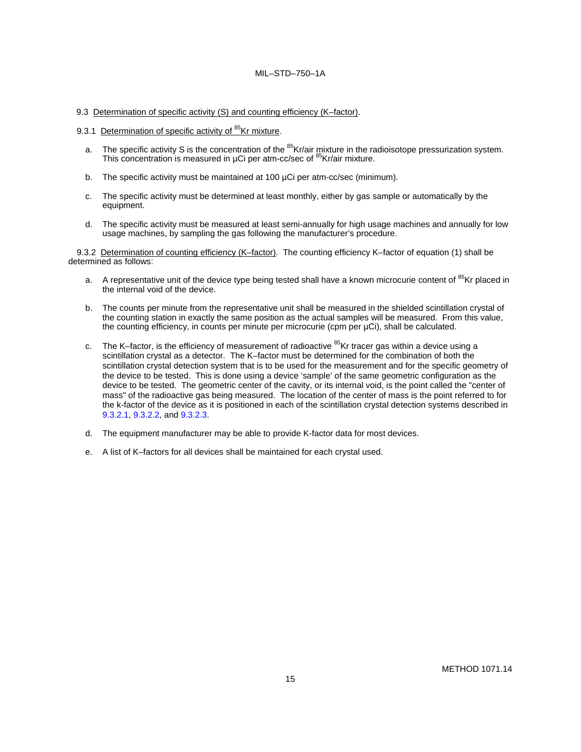9.3 Determination of specific activity (S) and counting efficiency (K–factor).

9.3.1 Determination of specific activity of $^{85}$Kr mixture.

a. The specific activity S is the concentration of the $^{85}$Kr/air mixture in the radioisotope pressurization system. This concentration is measured in µCi per atm-cc/sec of $^{85}$Kr/air mixture.

b. The specific activity must be maintained at 100 µCi per atm-cc/sec (minimum).

c. The specific activity must be determined at least monthly, either by gas sample or automatically by the equipment.

d. The specific activity must be measured at least semi-annually for high usage machines and annually for low usage machines, by sampling the gas following the manufacturer's procedure.

9.3.2 Determination of counting efficiency (K–factor). The counting efficiency K–factor of equation (1) shall be determined as follows:

a. A representative unit of the device type being tested shall have a known microcurie content of $^{85}$Kr placed in the internal void of the device.

b. The counts per minute from the representative unit shall be measured in the shielded scintillation crystal of the counting station in exactly the same position as the actual samples will be measured. From this value, the counting efficiency, in counts per minute per microcurie (cpm per µCi), shall be calculated.

c. The K–factor, is the efficiency of measurement of radioactive $^{85}$Kr tracer gas within a device using a scintillation crystal as a detector. The K–factor must be determined for the combination of both the scintillation crystal detection system that is to be used for the measurement and for the specific geometry of the device to be tested. This is done using a device 'sample' of the same geometric configuration as the device to be tested. The geometric center of the cavity, or its internal void, is the point called the "center of mass" of the radioactive gas being measured. The location of the center of mass is the point referred to for the k-factor of the device as it is positioned in each of the scintillation crystal detection systems described in 9.3.2.1, 9.3.2.2, and 9.3.2.3.

d. The equipment manufacturer may be able to provide K-factor data for most devices.

e. A list of K–factors for all devices shall be maintained for each crystal used.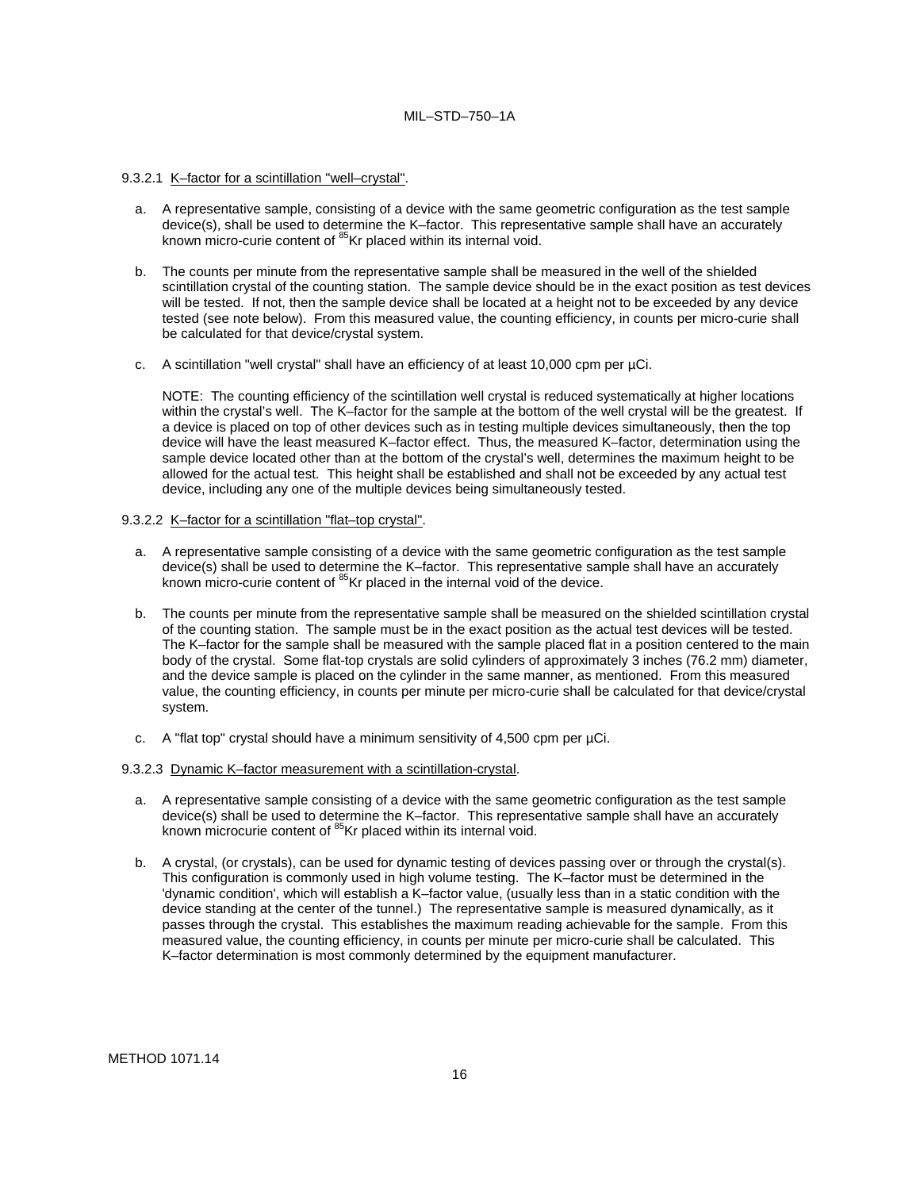#### 9.3.2.1 K–factor for a scintillation "well–crystal".

a. A representative sample, consisting of a device with the same geometric configuration as the test sample device(s), shall be used to determine the K–factor. This representative sample shall have an accurately known micro-curie content of $^{85}Kr$ placed within its internal void.

b. The counts per minute from the representative sample shall be measured in the well of the shielded scintillation crystal of the counting station. The sample device should be in the exact position as test devices will be tested. If not, then the sample device shall be located at a height not to be exceeded by any device tested (see note below). From this measured value, the counting efficiency, in counts per micro-curie shall be calculated for that device/crystal system.

c. A scintillation "well crystal" shall have an efficiency of at least 10,000 cpm per µCi.

NOTE: The counting efficiency of the scintillation well crystal is reduced systematically at higher locations within the crystal's well. The K–factor for the sample at the bottom of the well crystal will be the greatest. If a device is placed on top of other devices such as in testing multiple devices simultaneously, then the top device will have the least measured K–factor effect. Thus, the measured K–factor, determination using the sample device located other than at the bottom of the crystal's well, determines the maximum height to be allowed for the actual test. This height shall be established and shall not be exceeded by any actual test device, including any one of the multiple devices being simultaneously tested.

#### 9.3.2.2 K–factor for a scintillation "flat–top crystal".

a. A representative sample consisting of a device with the same geometric configuration as the test sample device(s) shall be used to determine the K–factor. This representative sample shall have an accurately known micro-curie content of $^{85}Kr$ placed in the internal void of the device.

b. The counts per minute from the representative sample shall be measured on the shielded scintillation crystal of the counting station. The sample must be in the exact position as the actual test devices will be tested. The K–factor for the sample shall be measured with the sample placed flat in a position centered to the main body of the crystal. Some flat-top crystals are solid cylinders of approximately 3 inches (76.2 mm) diameter, and the device sample is placed on the cylinder in the same manner, as mentioned. From this measured value, the counting efficiency, in counts per minute per micro-curie shall be calculated for that device/crystal system.

c. A "flat top" crystal should have a minimum sensitivity of 4,500 cpm per µCi.

#### 9.3.2.3 Dynamic K–factor measurement with a scintillation-crystal.

a. A representative sample consisting of a device with the same geometric configuration as the test sample device(s) shall be used to determine the K–factor. This representative sample shall have an accurately known microcurie content of $^{85}Kr$ placed within its internal void.

b. A crystal, (or crystals), can be used for dynamic testing of devices passing over or through the crystal(s). This configuration is commonly used in high volume testing. The K–factor must be determined in the 'dynamic condition', which will establish a K–factor value, (usually less than in a static condition with the device standing at the center of the tunnel.) The representative sample is measured dynamically, as it passes through the crystal. This establishes the maximum reading achievable for the sample. From this measured value, the counting efficiency, in counts per minute per micro-curie shall be calculated. This K–factor determination is most commonly determined by the equipment manufacturer.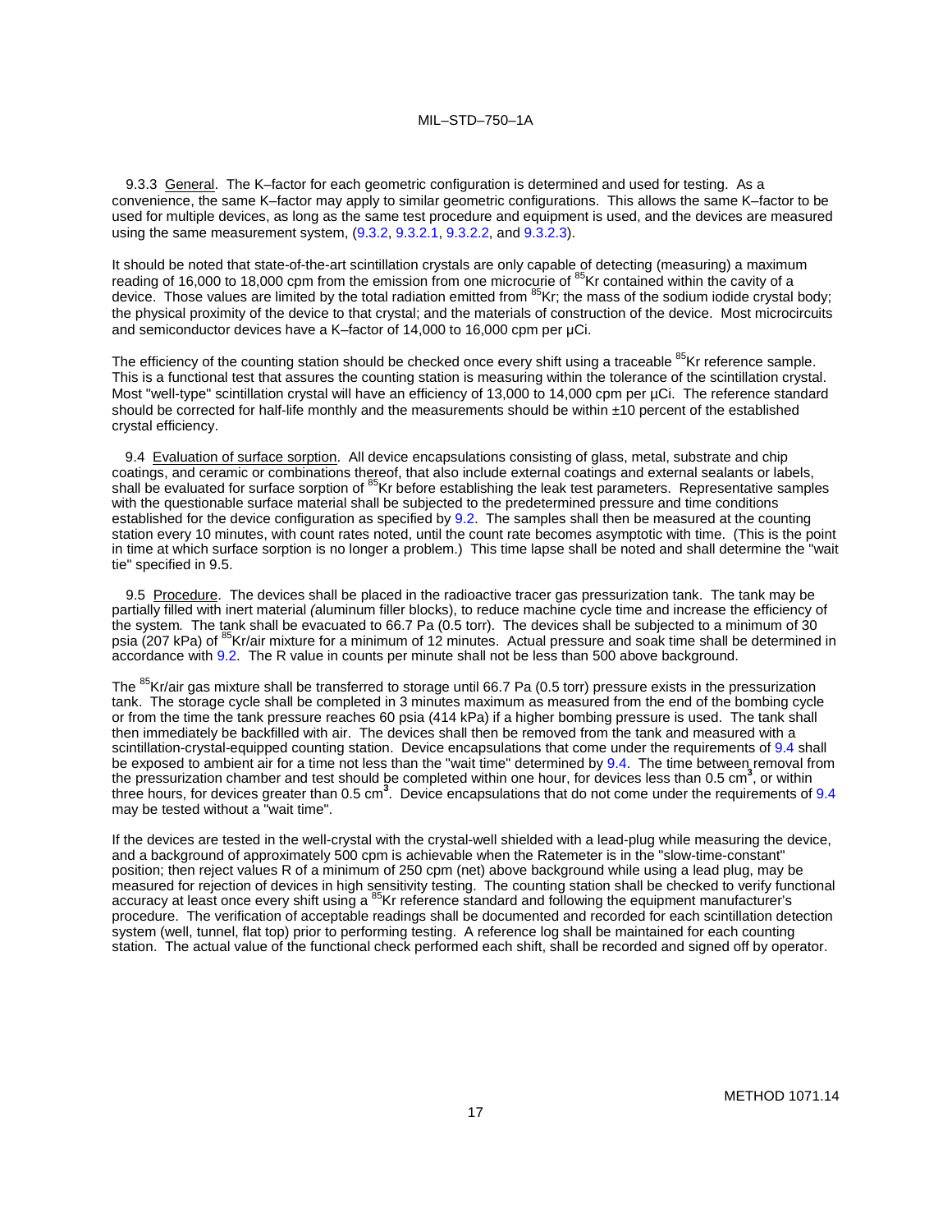9.3.3 General. The K–factor for each geometric configuration is determined and used for testing. As a convenience, the same K–factor may apply to similar geometric configurations. This allows the same K–factor to be used for multiple devices, as long as the same test procedure and equipment is used, and the devices are measured using the same measurement system, (9.3.2, 9.3.2.1, 9.3.2.2, and 9.3.2.3).

It should be noted that state-of-the-art scintillation crystals are only capable of detecting (measuring) a maximum reading of 16,000 to 18,000 cpm from the emission from one microcurie of $^{85}$Kr contained within the cavity of a device. Those values are limited by the total radiation emitted from $^{85}$Kr; the mass of the sodium iodide crystal body; the physical proximity of the device to that crystal; and the materials of construction of the device. Most microcircuits and semiconductor devices have a K–factor of 14,000 to 16,000 cpm per µCi.

The efficiency of the counting station should be checked once every shift using a traceable $^{85}$Kr reference sample. This is a functional test that assures the counting station is measuring within the tolerance of the scintillation crystal. Most "well-type" scintillation crystal will have an efficiency of 13,000 to 14,000 cpm per µCi. The reference standard should be corrected for half-life monthly and the measurements should be within ±10 percent of the established crystal efficiency.

9.4 Evaluation of surface sorption. All device encapsulations consisting of glass, metal, substrate and chip coatings, and ceramic or combinations thereof, that also include external coatings and external sealants or labels, shall be evaluated for surface sorption of $^{85}$Kr before establishing the leak test parameters. Representative samples with the questionable surface material shall be subjected to the predetermined pressure and time conditions established for the device configuration as specified by 9.2. The samples shall then be measured at the counting station every 10 minutes, with count rates noted, until the count rate becomes asymptotic with time. (This is the point in time at which surface sorption is no longer a problem.) This time lapse shall be noted and shall determine the "wait tie" specified in 9.5.

9.5 Procedure. The devices shall be placed in the radioactive tracer gas pressurization tank. The tank may be partially filled with inert material *(*aluminum filler blocks), to reduce machine cycle time and increase the efficiency of the system*.* The tank shall be evacuated to 66.7 Pa (0.5 torr). The devices shall be subjected to a minimum of 30 psia (207 kPa) of $^{85}$Kr/air mixture for a minimum of 12 minutes. Actual pressure and soak time shall be determined in accordance with 9.2. The R value in counts per minute shall not be less than 500 above background.

The $^{85}$Kr/air gas mixture shall be transferred to storage until 66.7 Pa (0.5 torr) pressure exists in the pressurization tank. The storage cycle shall be completed in 3 minutes maximum as measured from the end of the bombing cycle or from the time the tank pressure reaches 60 psia (414 kPa) if a higher bombing pressure is used. The tank shall then immediately be backfilled with air. The devices shall then be removed from the tank and measured with a scintillation-crystal-equipped counting station. Device encapsulations that come under the requirements of 9.4 shall be exposed to ambient air for a time not less than the "wait time" determined by 9.4. The time between removal from the pressurization chamber and test should be completed within one hour, for devices less than 0.5 cm$^{3}$, or within three hours, for devices greater than 0.5 cm$^{3}$. Device encapsulations that do not come under the requirements of 9.4 may be tested without a "wait time".

If the devices are tested in the well-crystal with the crystal-well shielded with a lead-plug while measuring the device, and a background of approximately 500 cpm is achievable when the Ratemeter is in the "slow-time-constant" position; then reject values R of a minimum of 250 cpm (net) above background while using a lead plug, may be measured for rejection of devices in high sensitivity testing. The counting station shall be checked to verify functional accuracy at least once every shift using a $^{85}$Kr reference standard and following the equipment manufacturer's procedure. The verification of acceptable readings shall be documented and recorded for each scintillation detection system (well, tunnel, flat top) prior to performing testing. A reference log shall be maintained for each counting station. The actual value of the functional check performed each shift, shall be recorded and signed off by operator.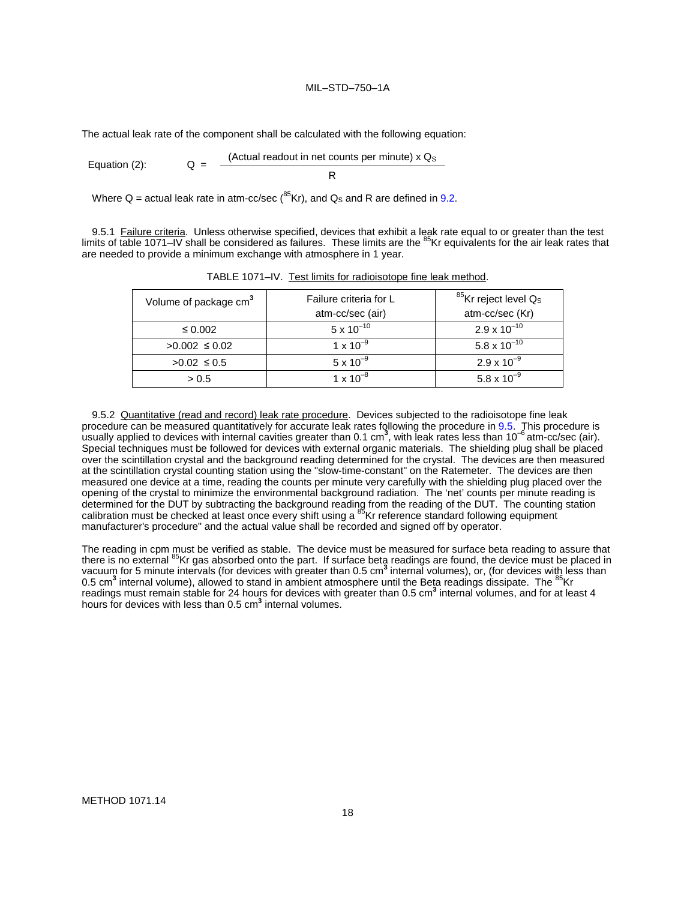The actual leak rate of the component shall be calculated with the following equation:

Equation (2):

$$Q = \frac{(\text{Actual readout in net counts per minute}) \times Q_S}{R}$$

Where Q = actual leak rate in atm-cc/sec ($^{85}$Kr), and $Q_S$ and R are defined in 9.2.

9.5.1 Failure criteria. Unless otherwise specified, devices that exhibit a leak rate equal to or greater than the test limits of table 1071–IV shall be considered as failures. These limits are the $^{85}$Kr equivalents for the air leak rates that are needed to provide a minimum exchange with atmosphere in 1 year.

TABLE 1071–IV. Test limits for radioisotope fine leak method.

| Volume of package cm$^3$ | Failure criteria for L atm-cc/sec (air) | $^{85}$Kr reject level $Q_S$ atm-cc/sec (Kr) |
|---|---|---|
| ≤ 0.002 | $5 \times 10^{-10}$ | $2.9 \times 10^{-10}$ |
| >0.002 ≤ 0.02 | $1 \times 10^{-9}$ | $5.8 \times 10^{-10}$ |
| >0.02 ≤ 0.5 | $5 \times 10^{-9}$ | $2.9 \times 10^{-9}$ |
| > 0.5 | $1 \times 10^{-8}$ | $5.8 \times 10^{-9}$ |

9.5.2 Quantitative (read and record) leak rate procedure. Devices subjected to the radioisotope fine leak procedure can be measured quantitatively for accurate leak rates following the procedure in 9.5. This procedure is usually applied to devices with internal cavities greater than 0.1 cm$^3$, with leak rates less than $10^{-6}$ atm-cc/sec (air). Special techniques must be followed for devices with external organic materials. The shielding plug shall be placed over the scintillation crystal and the background reading determined for the crystal. The devices are then measured at the scintillation crystal counting station using the "slow-time-constant" on the Ratemeter. The devices are then measured one device at a time, reading the counts per minute very carefully with the shielding plug placed over the opening of the crystal to minimize the environmental background radiation. The 'net' counts per minute reading is determined for the DUT by subtracting the background reading from the reading of the DUT. The counting station calibration must be checked at least once every shift using a $^{85}$Kr reference standard following equipment manufacturer's procedure" and the actual value shall be recorded and signed off by operator.

The reading in cpm must be verified as stable. The device must be measured for surface beta reading to assure that there is no external $^{85}$Kr gas absorbed onto the part. If surface beta readings are found, the device must be placed in vacuum for 5 minute intervals (for devices with greater than 0.5 cm$^3$ internal volumes), or, (for devices with less than 0.5 cm$^3$ internal volume), allowed to stand in ambient atmosphere until the Beta readings dissipate. The $^{85}$Kr readings must remain stable for 24 hours for devices with greater than 0.5 cm$^3$ internal volumes, and for at least 4 hours for devices with less than 0.5 cm$^3$ internal volumes.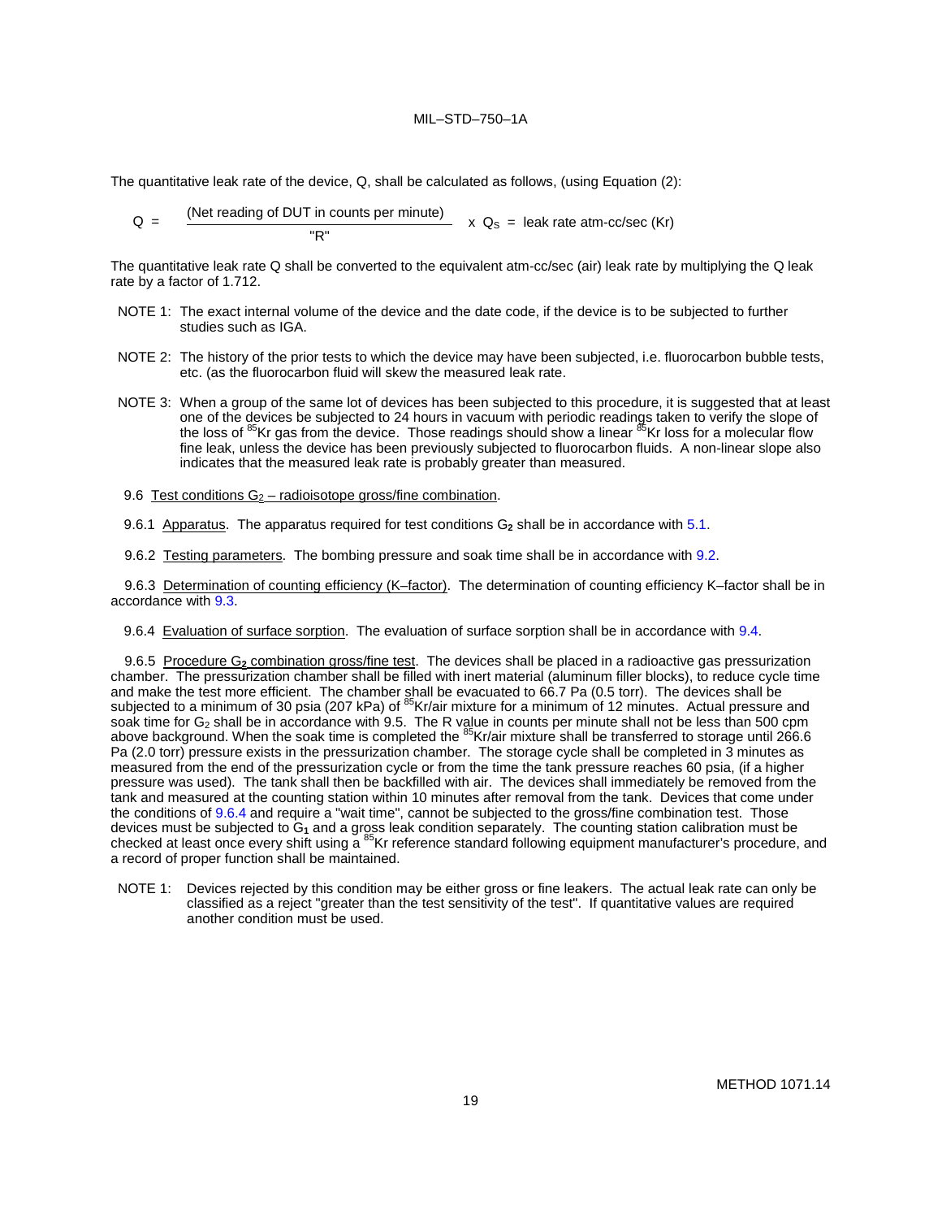The quantitative leak rate of the device, Q, shall be calculated as follows, (using Equation (2):

$$Q = \frac{\text{(Net reading of DUT in counts per minute)}}{\text{"R"}} \times Q_S = \text{leak rate atm-cc/sec (Kr)}$$

The quantitative leak rate Q shall be converted to the equivalent atm-cc/sec (air) leak rate by multiplying the Q leak rate by a factor of 1.712.

NOTE 1: The exact internal volume of the device and the date code, if the device is to be subjected to further studies such as IGA.

NOTE 2: The history of the prior tests to which the device may have been subjected, i.e. fluorocarbon bubble tests, etc. (as the fluorocarbon fluid will skew the measured leak rate.

NOTE 3: When a group of the same lot of devices has been subjected to this procedure, it is suggested that at least one of the devices be subjected to 24 hours in vacuum with periodic readings taken to verify the slope of the loss of $^{85}$Kr gas from the device. Those readings should show a linear $^{85}$Kr loss for a molecular flow fine leak, unless the device has been previously subjected to fluorocarbon fluids. A non-linear slope also indicates that the measured leak rate is probably greater than measured.

9.6 Test conditions $G_2$ – radioisotope gross/fine combination.

9.6.1 Apparatus. The apparatus required for test conditions $G_2$ shall be in accordance with 5.1.

9.6.2 Testing parameters. The bombing pressure and soak time shall be in accordance with 9.2.

9.6.3 Determination of counting efficiency (K–factor). The determination of counting efficiency K–factor shall be in accordance with 9.3.

9.6.4 Evaluation of surface sorption. The evaluation of surface sorption shall be in accordance with 9.4.

9.6.5 Procedure $G_2$ combination gross/fine test. The devices shall be placed in a radioactive gas pressurization chamber. The pressurization chamber shall be filled with inert material (aluminum filler blocks), to reduce cycle time and make the test more efficient. The chamber shall be evacuated to 66.7 Pa (0.5 torr). The devices shall be subjected to a minimum of 30 psia (207 kPa) of $^{85}$Kr/air mixture for a minimum of 12 minutes. Actual pressure and soak time for $G_2$ shall be in accordance with 9.5. The R value in counts per minute shall not be less than 500 cpm above background. When the soak time is completed the $^{85}$Kr/air mixture shall be transferred to storage until 266.6 Pa (2.0 torr) pressure exists in the pressurization chamber. The storage cycle shall be completed in 3 minutes as measured from the end of the pressurization cycle or from the time the tank pressure reaches 60 psia, (if a higher pressure was used). The tank shall then be backfilled with air. The devices shall immediately be removed from the tank and measured at the counting station within 10 minutes after removal from the tank. Devices that come under the conditions of 9.6.4 and require a "wait time", cannot be subjected to the gross/fine combination test. Those devices must be subjected to $G_1$ and a gross leak condition separately. The counting station calibration must be checked at least once every shift using a $^{85}$Kr reference standard following equipment manufacturer's procedure, and a record of proper function shall be maintained.

NOTE 1: Devices rejected by this condition may be either gross or fine leakers. The actual leak rate can only be classified as a reject "greater than the test sensitivity of the test". If quantitative values are required another condition must be used.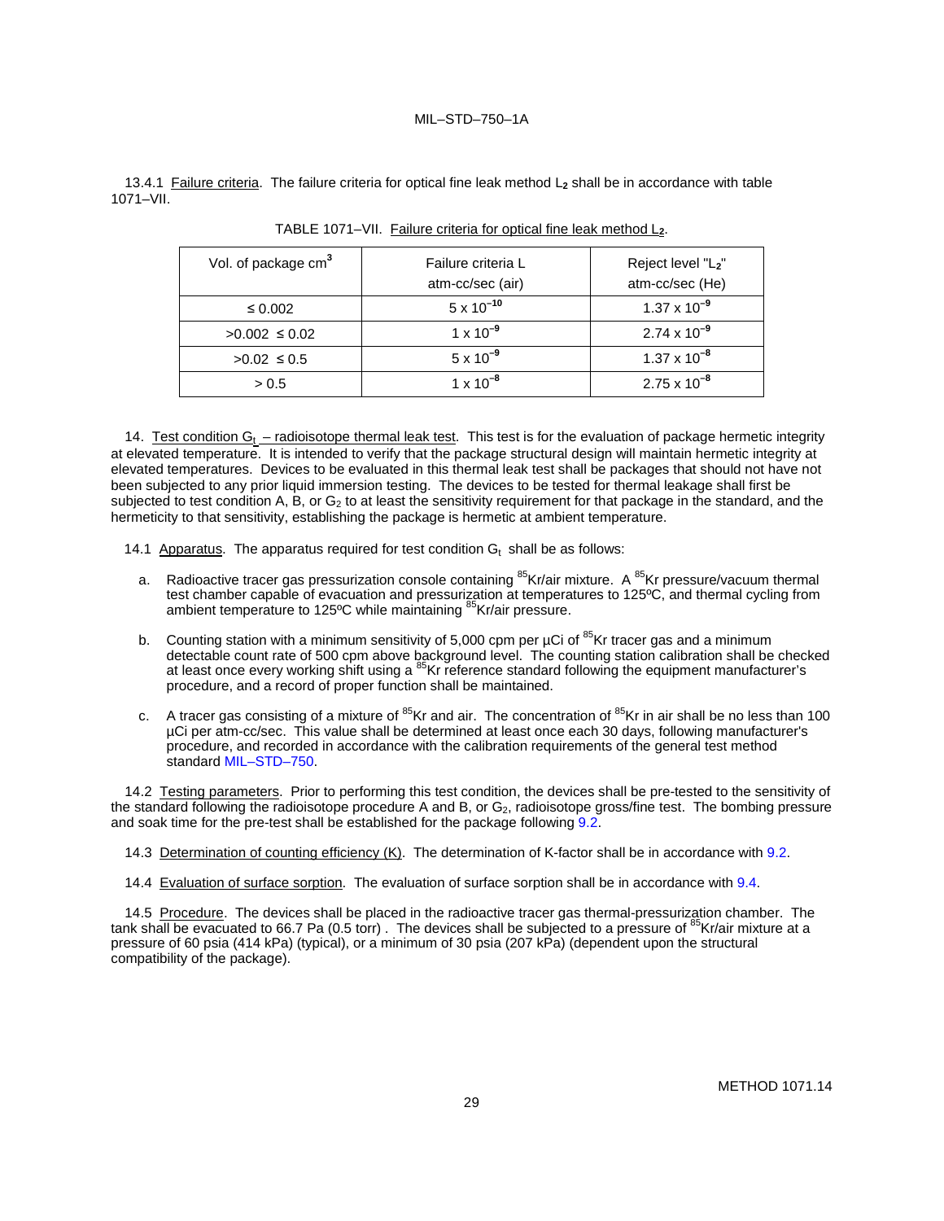13.4.1 Failure criteria. The failure criteria for optical fine leak method $L_2$ shall be in accordance with table 1071–VII.

TABLE 1071–VII. Failure criteria for optical fine leak method $L_2$.

| Vol. of package $cm^3$ | Failure criteria L atm-cc/sec (air) | Reject level "$L_2$" atm-cc/sec (He) |
|---|---|---|
| ≤ 0.002 | $5 \times 10^{-10}$ | $1.37 \times 10^{-9}$ |
| >0.002 ≤ 0.02 | $1 \times 10^{-9}$ | $2.74 \times 10^{-9}$ |
| >0.02 ≤ 0.5 | $5 \times 10^{-9}$ | $1.37 \times 10^{-8}$ |
| > 0.5 | $1 \times 10^{-8}$ | $2.75 \times 10^{-8}$ |

14. Test condition $G_t$ – radioisotope thermal leak test. This test is for the evaluation of package hermetic integrity at elevated temperature. It is intended to verify that the package structural design will maintain hermetic integrity at elevated temperatures. Devices to be evaluated in this thermal leak test shall be packages that should not have not been subjected to any prior liquid immersion testing. The devices to be tested for thermal leakage shall first be subjected to test condition A, B, or $G_2$ to at least the sensitivity requirement for that package in the standard, and the hermeticity to that sensitivity, establishing the package is hermetic at ambient temperature.

14.1 Apparatus. The apparatus required for test condition $G_t$ shall be as follows:

a. Radioactive tracer gas pressurization console containing $^{85}$Kr/air mixture. A $^{85}$Kr pressure/vacuum thermal test chamber capable of evacuation and pressurization at temperatures to 125ºC, and thermal cycling from ambient temperature to 125ºC while maintaining $^{85}$Kr/air pressure.

b. Counting station with a minimum sensitivity of 5,000 cpm per µCi of $^{85}$Kr tracer gas and a minimum detectable count rate of 500 cpm above background level. The counting station calibration shall be checked at least once every working shift using a $^{85}$Kr reference standard following the equipment manufacturer's procedure, and a record of proper function shall be maintained.

c. A tracer gas consisting of a mixture of $^{85}$Kr and air. The concentration of $^{85}$Kr in air shall be no less than 100 µCi per atm-cc/sec. This value shall be determined at least once each 30 days, following manufacturer's procedure, and recorded in accordance with the calibration requirements of the general test method standard MIL–STD–750.

14.2 Testing parameters. Prior to performing this test condition, the devices shall be pre-tested to the sensitivity of the standard following the radioisotope procedure A and B, or $G_2$, radioisotope gross/fine test. The bombing pressure and soak time for the pre-test shall be established for the package following 9.2.

14.3 Determination of counting efficiency (K). The determination of K-factor shall be in accordance with 9.2.

14.4 Evaluation of surface sorption. The evaluation of surface sorption shall be in accordance with 9.4.

14.5 Procedure. The devices shall be placed in the radioactive tracer gas thermal-pressurization chamber. The tank shall be evacuated to 66.7 Pa (0.5 torr) . The devices shall be subjected to a pressure of $^{85}$Kr/air mixture at a pressure of 60 psia (414 kPa) (typical), or a minimum of 30 psia (207 kPa) (dependent upon the structural compatibility of the package).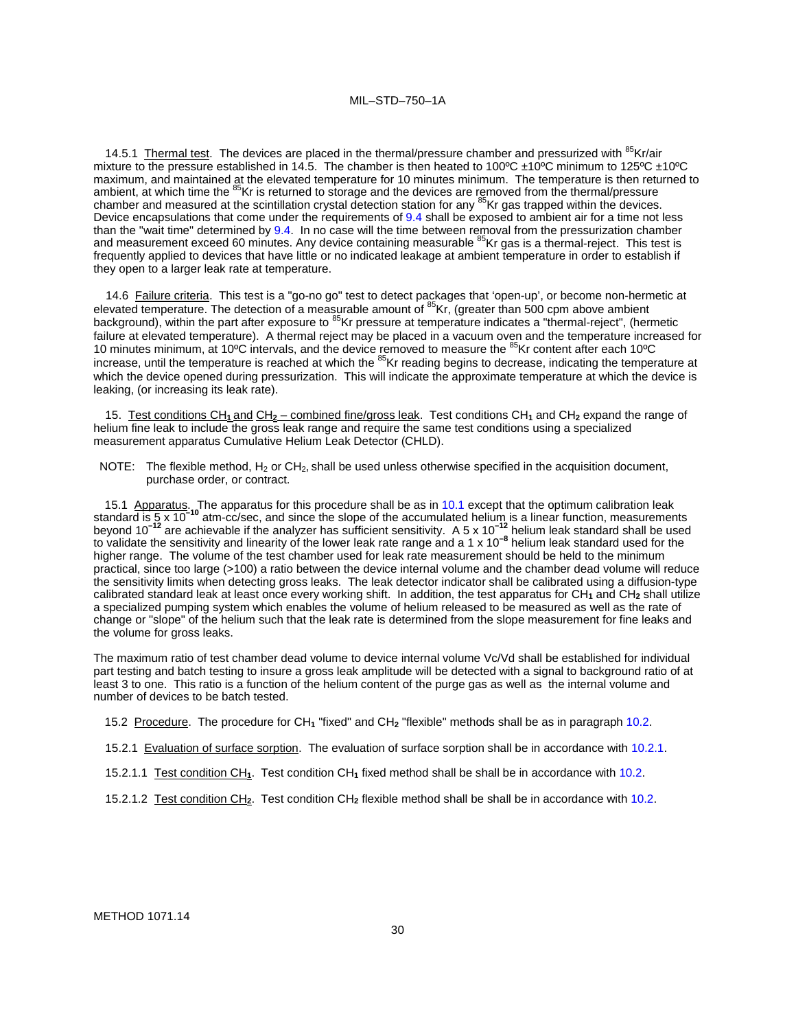14.5.1 Thermal test. The devices are placed in the thermal/pressure chamber and pressurized with $^{85}Kr$/air mixture to the pressure established in 14.5. The chamber is then heated to 100ºC ±10ºC minimum to 125ºC ±10ºC maximum, and maintained at the elevated temperature for 10 minutes minimum. The temperature is then returned to ambient, at which time the $^{85}Kr$ is returned to storage and the devices are removed from the thermal/pressure chamber and measured at the scintillation crystal detection station for any $^{85}Kr$ gas trapped within the devices. Device encapsulations that come under the requirements of 9.4 shall be exposed to ambient air for a time not less than the "wait time" determined by 9.4. In no case will the time between removal from the pressurization chamber and measurement exceed 60 minutes. Any device containing measurable $^{85}Kr$ gas is a thermal-reject. This test is frequently applied to devices that have little or no indicated leakage at ambient temperature in order to establish if they open to a larger leak rate at temperature.

14.6 Failure criteria. This test is a "go-no go" test to detect packages that 'open-up', or become non-hermetic at elevated temperature. The detection of a measurable amount of $^{85}Kr$, (greater than 500 cpm above ambient background), within the part after exposure to $^{85}Kr$ pressure at temperature indicates a "thermal-reject", (hermetic failure at elevated temperature). A thermal reject may be placed in a vacuum oven and the temperature increased for 10 minutes minimum, at 10ºC intervals, and the device removed to measure the $^{85}Kr$ content after each 10ºC increase, until the temperature is reached at which the $^{85}Kr$ reading begins to decrease, indicating the temperature at which the device opened during pressurization. This will indicate the approximate temperature at which the device is leaking, (or increasing its leak rate).

15. Test conditions $CH_1$ and $CH_2$ – combined fine/gross leak. Test conditions $CH_1$ and $CH_2$ expand the range of helium fine leak to include the gross leak range and require the same test conditions using a specialized measurement apparatus Cumulative Helium Leak Detector (CHLD).

NOTE: The flexible method, $H_2$ or $CH_2$, shall be used unless otherwise specified in the acquisition document, purchase order, or contract.

15.1 Apparatus. The apparatus for this procedure shall be as in 10.1 except that the optimum calibration leak standard is $5 \times 10^{-10}$ atm-cc/sec, and since the slope of the accumulated helium is a linear function, measurements beyond $10^{-12}$ are achievable if the analyzer has sufficient sensitivity. A $5 \times 10^{-12}$ helium leak standard shall be used to validate the sensitivity and linearity of the lower leak rate range and a $1 \times 10^{-8}$ helium leak standard used for the higher range. The volume of the test chamber used for leak rate measurement should be held to the minimum practical, since too large (>100) a ratio between the device internal volume and the chamber dead volume will reduce the sensitivity limits when detecting gross leaks. The leak detector indicator shall be calibrated using a diffusion-type calibrated standard leak at least once every working shift. In addition, the test apparatus for $CH_1$ and $CH_2$ shall utilize a specialized pumping system which enables the volume of helium released to be measured as well as the rate of change or "slope" of the helium such that the leak rate is determined from the slope measurement for fine leaks and the volume for gross leaks.

The maximum ratio of test chamber dead volume to device internal volume Vc/Vd shall be established for individual part testing and batch testing to insure a gross leak amplitude will be detected with a signal to background ratio of at least 3 to one. This ratio is a function of the helium content of the purge gas as well as the internal volume and number of devices to be batch tested.

15.2 Procedure. The procedure for $CH_1$ "fixed" and $CH_2$ "flexible" methods shall be as in paragraph 10.2.

15.2.1 Evaluation of surface sorption. The evaluation of surface sorption shall be in accordance with 10.2.1.

15.2.1.1 Test condition $CH_1$. Test condition $CH_1$ fixed method shall be shall be in accordance with 10.2.

15.2.1.2 Test condition $CH_2$. Test condition $CH_2$ flexible method shall be shall be in accordance with 10.2.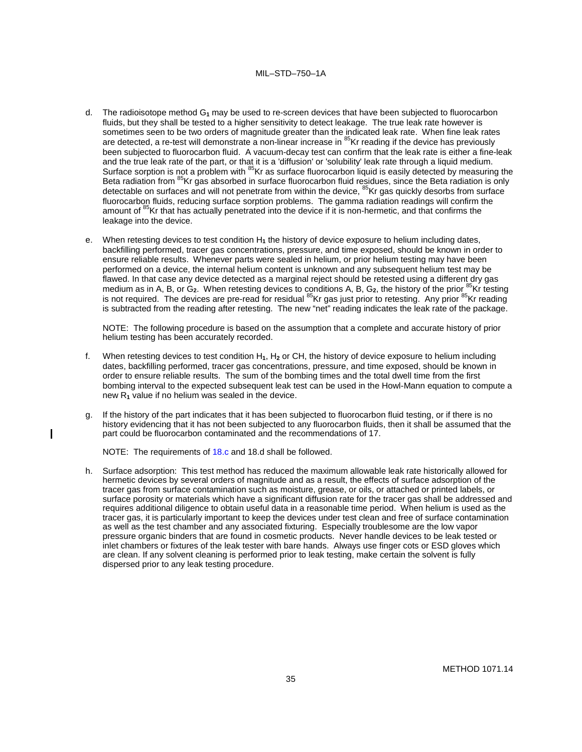d. The radioisotope method $G_1$ may be used to re-screen devices that have been subjected to fluorocarbon fluids, but they shall be tested to a higher sensitivity to detect leakage. The true leak rate however is sometimes seen to be two orders of magnitude greater than the indicated leak rate. When fine leak rates are detected, a re-test will demonstrate a non-linear increase in $^{85}$Kr reading if the device has previously been subjected to fluorocarbon fluid. A vacuum-decay test can confirm that the leak rate is either a fine-leak and the true leak rate of the part, or that it is a 'diffusion' or 'solubility' leak rate through a liquid medium. Surface sorption is not a problem with $^{85}$Kr as surface fluorocarbon liquid is easily detected by measuring the Beta radiation from $^{85}$Kr gas absorbed in surface fluorocarbon fluid residues, since the Beta radiation is only detectable on surfaces and will not penetrate from within the device, $^{85}$Kr gas quickly desorbs from surface fluorocarbon fluids, reducing surface sorption problems. The gamma radiation readings will confirm the amount of $^{85}$Kr that has actually penetrated into the device if it is non-hermetic, and that confirms the leakage into the device.

e. When retesting devices to test condition $H_1$ the history of device exposure to helium including dates, backfilling performed, tracer gas concentrations, pressure, and time exposed, should be known in order to ensure reliable results. Whenever parts were sealed in helium, or prior helium testing may have been performed on a device, the internal helium content is unknown and any subsequent helium test may be flawed. In that case any device detected as a marginal reject should be retested using a different dry gas medium as in A, B, or $G_2$. When retesting devices to conditions A, B, $G_2$, the history of the prior $^{85}$Kr testing is not required. The devices are pre-read for residual $^{85}$Kr gas just prior to retesting. Any prior $^{85}$Kr reading is subtracted from the reading after retesting. The new "net" reading indicates the leak rate of the package.

NOTE: The following procedure is based on the assumption that a complete and accurate history of prior helium testing has been accurately recorded.

f. When retesting devices to test condition $H_1$, $H_2$ or CH, the history of device exposure to helium including dates, backfilling performed, tracer gas concentrations, pressure, and time exposed, should be known in order to ensure reliable results. The sum of the bombing times and the total dwell time from the first bombing interval to the expected subsequent leak test can be used in the Howl-Mann equation to compute a new $R_1$ value if no helium was sealed in the device.

g. If the history of the part indicates that it has been subjected to fluorocarbon fluid testing, or if there is no history evidencing that it has not been subjected to any fluorocarbon fluids, then it shall be assumed that the part could be fluorocarbon contaminated and the recommendations of 17.

NOTE: The requirements of 18.c and 18.d shall be followed.

h. Surface adsorption: This test method has reduced the maximum allowable leak rate historically allowed for hermetic devices by several orders of magnitude and as a result, the effects of surface adsorption of the tracer gas from surface contamination such as moisture, grease, or oils, or attached or printed labels, or surface porosity or materials which have a significant diffusion rate for the tracer gas shall be addressed and requires additional diligence to obtain useful data in a reasonable time period. When helium is used as the tracer gas, it is particularly important to keep the devices under test clean and free of surface contamination as well as the test chamber and any associated fixturing. Especially troublesome are the low vapor pressure organic binders that are found in cosmetic products. Never handle devices to be leak tested or inlet chambers or fixtures of the leak tester with bare hands. Always use finger cots or ESD gloves which are clean. If any solvent cleaning is performed prior to leak testing, make certain the solvent is fully dispersed prior to any leak testing procedure.